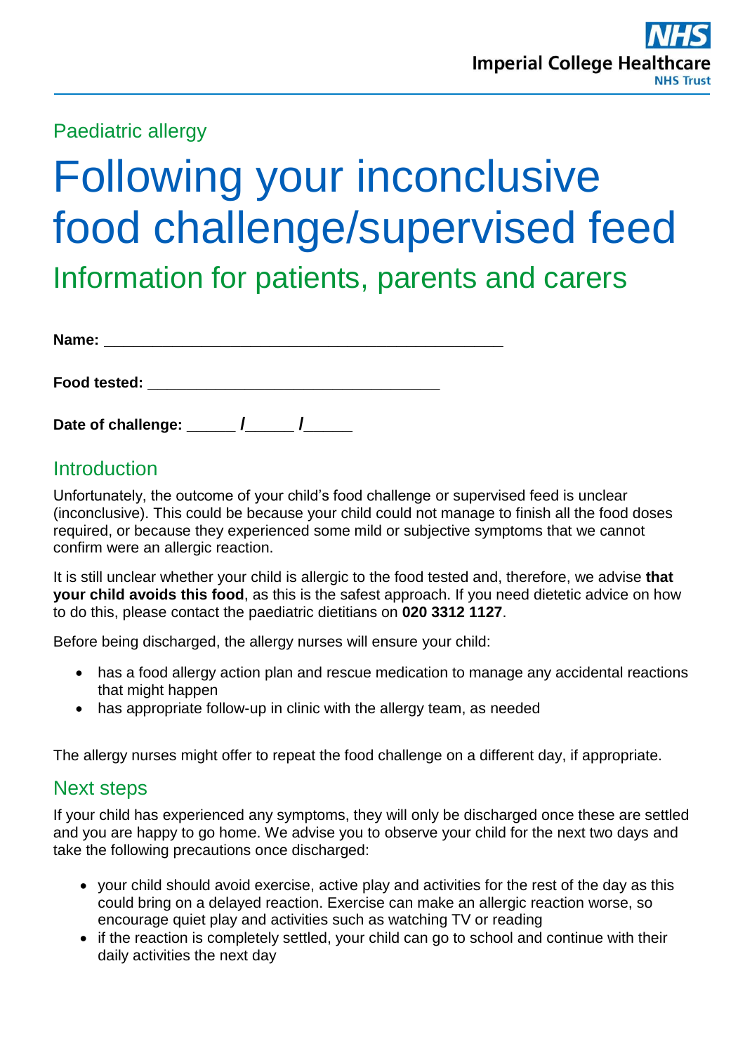Paediatric allergy

# Following your inconclusive food challenge/supervised feed

## Information for patients, parents and carers

**Name:** ____________________________________________

**Food tested:** ______________________________

**Date of challenge:** _____ /_____ /_____

## Introduction

Unfortunately, the outcome of your child's food challenge or supervised feed is unclear (inconclusive). This could be because your child could not manage to finish all the food doses required, or because they experienced some mild or subjective symptoms that we cannot confirm were an allergic reaction.

It is still unclear whether your child is allergic to the food tested and, therefore, we advise **that your child avoids this food**, as this is the safest approach. If you need dietetic advice on how to do this, please contact the paediatric dietitians on **020 3312 1127**.

Before being discharged, the allergy nurses will ensure your child:

- has a food allergy action plan and rescue medication to manage any accidental reactions that might happen
- has appropriate follow-up in clinic with the allergy team, as needed

The allergy nurses might offer to repeat the food challenge on a different day, if appropriate.

## Next steps

If your child has experienced any symptoms, they will only be discharged once these are settled and you are happy to go home. We advise you to observe your child for the next two days and take the following precautions once discharged:

- your child should avoid exercise, active play and activities for the rest of the day as this could bring on a delayed reaction. Exercise can make an allergic reaction worse, so encourage quiet play and activities such as watching TV or reading
- if the reaction is completely settled, your child can go to school and continue with their daily activities the next day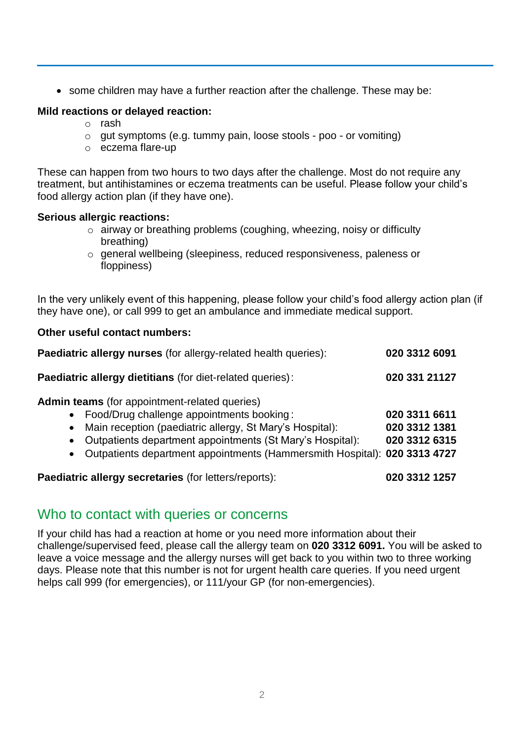- some children may have a further reaction after the challenge. These may be:

**Mild reactions or delayed reaction:**

- rash
- gut symptoms (e.g. tummy pain, loose stools - poo - or vomiting)
- eczema flare-up

These can happen from two hours to two days after the challenge. Most do not require any treatment, but antihistamines or eczema treatments can be useful. Please follow your child's food allergy action plan (if they have one).

**Serious allergic reactions:**

- airway or breathing problems (coughing, wheezing, noisy or difficulty breathing)
- general wellbeing (sleepiness, reduced responsiveness, paleness or floppiness)

In the very unlikely event of this happening, please follow your child's food allergy action plan (if they have one), or call 999 to get an ambulance and immediate medical support.

**Other useful contact numbers:**

**Paediatric allergy nurses** (for allergy-related health queries): **020 3312 6091**

**Paediatric allergy dietitians** (for diet-related queries): **020 331 21127**

**Admin teams** (for appointment-related queries)

- Food/Drug challenge appointments booking: **020 3311 6611**
- Main reception (paediatric allergy, St Mary's Hospital): **020 3312 1381**
- Outpatients department appointments (St Mary's Hospital): **020 3312 6315**
- Outpatients department appointments (Hammersmith Hospital): **020 3313 4727**

**Paediatric allergy secretaries** (for letters/reports): **020 3312 1257**

## Who to contact with queries or concerns

If your child has had a reaction at home or you need more information about their challenge/supervised feed, please call the allergy team on **020 3312 6091.** You will be asked to leave a voice message and the allergy nurses will get back to you within two to three working days. Please note that this number is not for urgent health care queries. If you need urgent helps call 999 (for emergencies), or 111/your GP (for non-emergencies).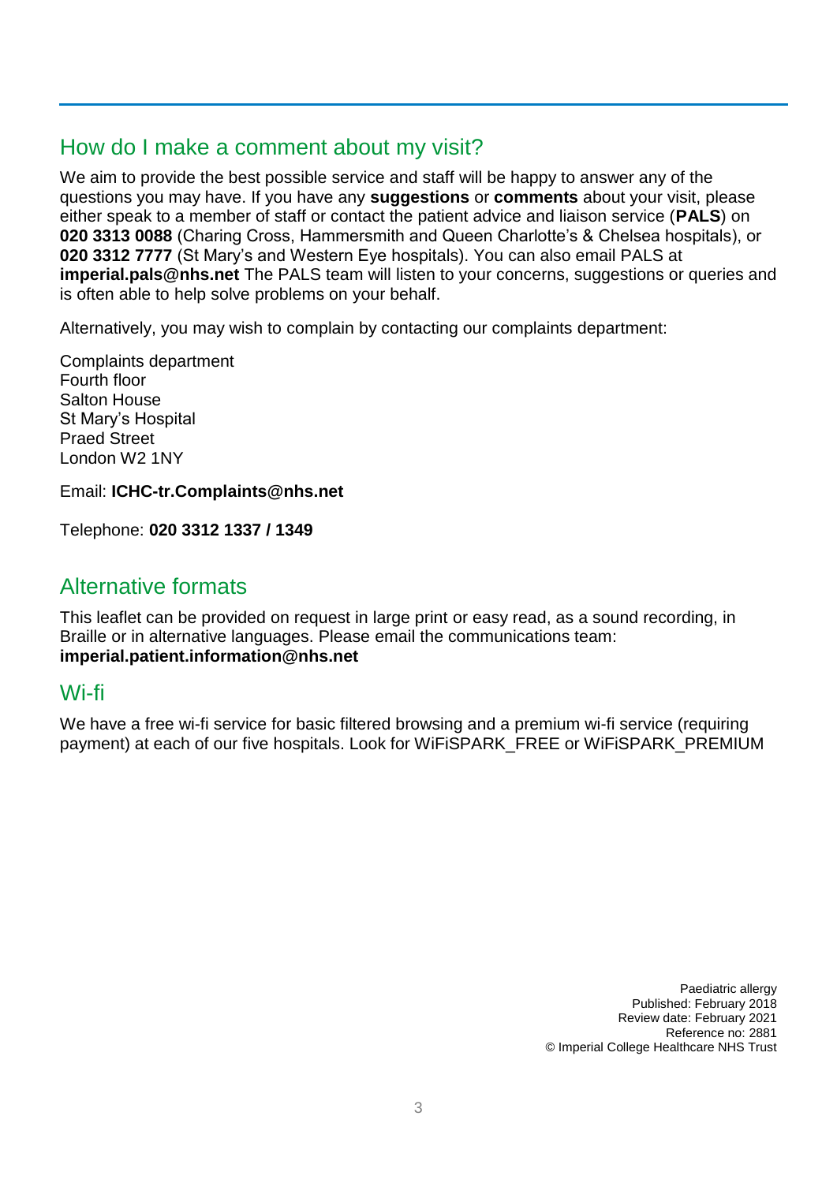## How do I make a comment about my visit?

We aim to provide the best possible service and staff will be happy to answer any of the questions you may have. If you have any **suggestions** or **comments** about your visit, please either speak to a member of staff or contact the patient advice and liaison service (**PALS**) on **020 3313 0088** (Charing Cross, Hammersmith and Queen Charlotte's & Chelsea hospitals), or **020 3312 7777** (St Mary's and Western Eye hospitals). You can also email PALS at **imperial.pals@nhs.net** The PALS team will listen to your concerns, suggestions or queries and is often able to help solve problems on your behalf.

Alternatively, you may wish to complain by contacting our complaints department:

Complaints department
Fourth floor
Salton House
St Mary's Hospital
Praed Street
London W2 1NY

Email: **ICHC-tr.Complaints@nhs.net**

Telephone: **020 3312 1337 / 1349**

## Alternative formats

This leaflet can be provided on request in large print or easy read, as a sound recording, in Braille or in alternative languages. Please email the communications team: **imperial.patient.information@nhs.net**

## Wi-fi

We have a free wi-fi service for basic filtered browsing and a premium wi-fi service (requiring payment) at each of our five hospitals. Look for WiFiSPARK_FREE or WiFiSPARK_PREMIUM

Paediatric allergy
Published: February 2018
Review date: February 2021
Reference no: 2881
© Imperial College Healthcare NHS Trust